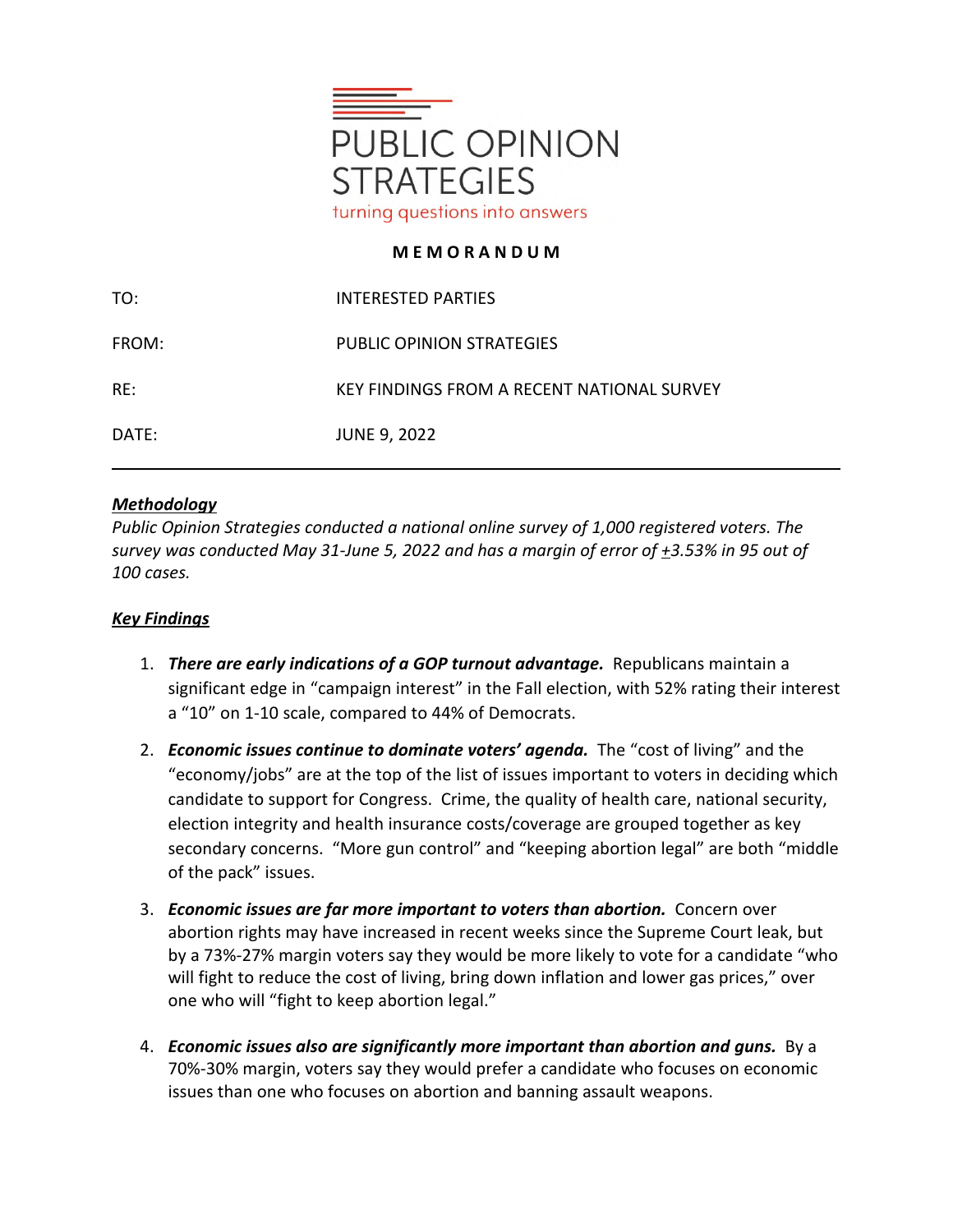PUBLIC OPINION STRATEGIES

turning questions into answers

**M E M O R A N D U M**

| | |
|---|---|
| TO: | INTERESTED PARTIES |
| FROM: | PUBLIC OPINION STRATEGIES |
| RE: | KEY FINDINGS FROM A RECENT NATIONAL SURVEY |
| DATE: | JUNE 9, 2022 |

---

***Methodology***

*Public Opinion Strategies conducted a national online survey of 1,000 registered voters. The survey was conducted May 31-June 5, 2022 and has a margin of error of ±3.53% in 95 out of 100 cases.*

***Key Findings***

1. ***There are early indications of a GOP turnout advantage.*** Republicans maintain a significant edge in "campaign interest" in the Fall election, with 52% rating their interest a "10" on 1-10 scale, compared to 44% of Democrats.

2. ***Economic issues continue to dominate voters' agenda.*** The "cost of living" and the "economy/jobs" are at the top of the list of issues important to voters in deciding which candidate to support for Congress. Crime, the quality of health care, national security, election integrity and health insurance costs/coverage are grouped together as key secondary concerns. "More gun control" and "keeping abortion legal" are both "middle of the pack" issues.

3. ***Economic issues are far more important to voters than abortion.*** Concern over abortion rights may have increased in recent weeks since the Supreme Court leak, but by a 73%-27% margin voters say they would be more likely to vote for a candidate "who will fight to reduce the cost of living, bring down inflation and lower gas prices," over one who will "fight to keep abortion legal."

4. ***Economic issues also are significantly more important than abortion and guns.*** By a 70%-30% margin, voters say they would prefer a candidate who focuses on economic issues than one who focuses on abortion and banning assault weapons.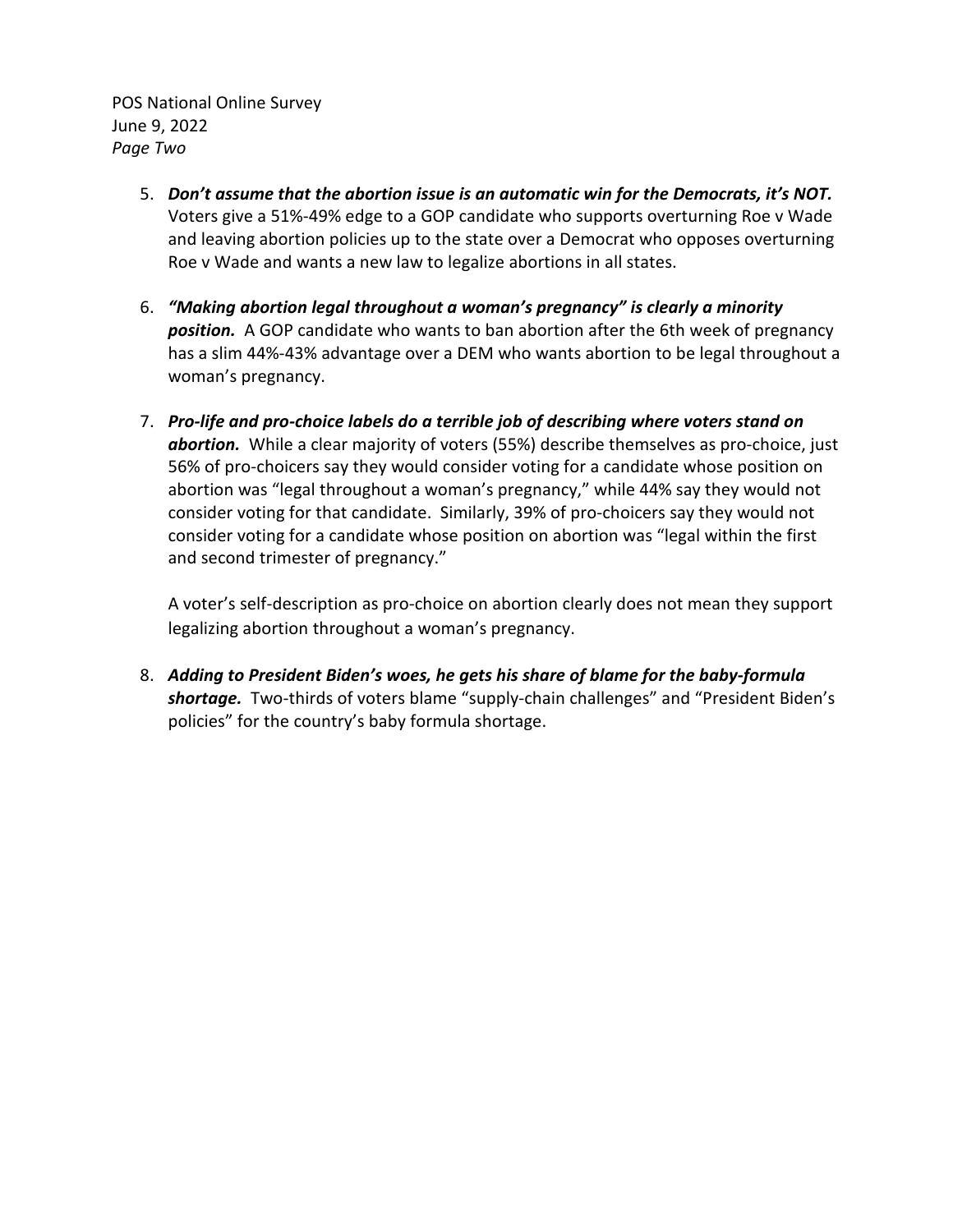5. ***Don't assume that the abortion issue is an automatic win for the Democrats, it's NOT.*** Voters give a 51%-49% edge to a GOP candidate who supports overturning Roe v Wade and leaving abortion policies up to the state over a Democrat who opposes overturning Roe v Wade and wants a new law to legalize abortions in all states.

6. ***"Making abortion legal throughout a woman's pregnancy" is clearly a minority position.*** A GOP candidate who wants to ban abortion after the 6th week of pregnancy has a slim 44%-43% advantage over a DEM who wants abortion to be legal throughout a woman's pregnancy.

7. ***Pro-life and pro-choice labels do a terrible job of describing where voters stand on abortion.*** While a clear majority of voters (55%) describe themselves as pro-choice, just 56% of pro-choicers say they would consider voting for a candidate whose position on abortion was "legal throughout a woman's pregnancy," while 44% say they would not consider voting for that candidate. Similarly, 39% of pro-choicers say they would not consider voting for a candidate whose position on abortion was "legal within the first and second trimester of pregnancy."

   A voter's self-description as pro-choice on abortion clearly does not mean they support legalizing abortion throughout a woman's pregnancy.

8. ***Adding to President Biden's woes, he gets his share of blame for the baby-formula shortage.*** Two-thirds of voters blame "supply-chain challenges" and "President Biden's policies" for the country's baby formula shortage.